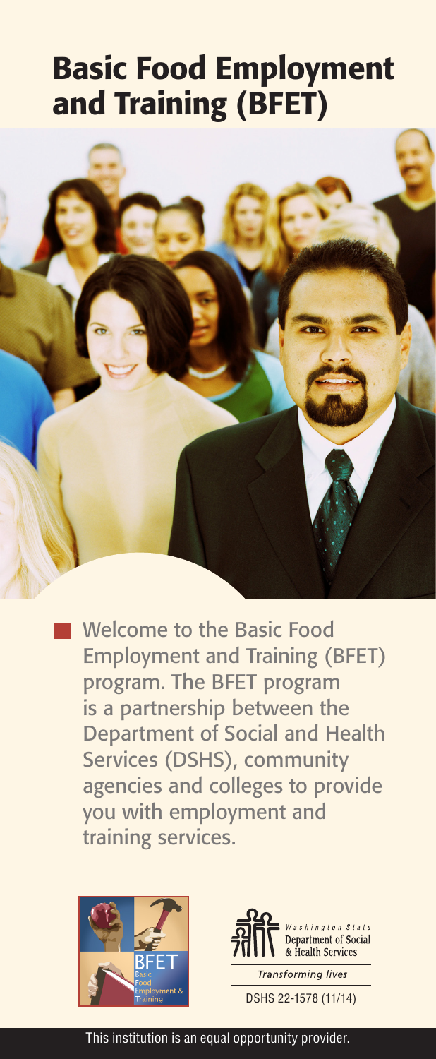# Basic Food Employment and Training (BFET)

Welcome to the Basic Food Employment and Training (BFET) program. The BFET program is a partnership between the Department of Social and Health Services (DSHS), community agencies and colleges to provide you with employment and training services.

BFET Basic Food Employment & Training

Washington State Department of Social & Health Services

*Transforming lives*

DSHS 22-1578 (11/14)

This institution is an equal opportunity provider.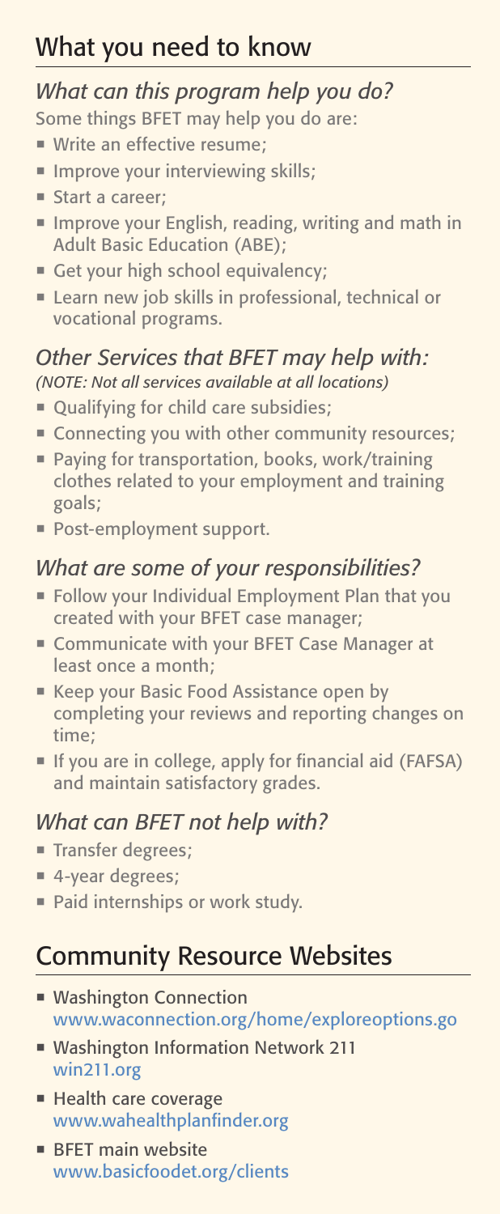## What you need to know

### *What can this program help you do?*

Some things BFET may help you do are:

- Write an effective resume;
- Improve your interviewing skills;
- Start a career;
- Improve your English, reading, writing and math in Adult Basic Education (ABE);
- Get your high school equivalency;
- Learn new job skills in professional, technical or vocational programs.

### *Other Services that BFET may help with:*

*(NOTE: Not all services available at all locations)*

- Qualifying for child care subsidies;
- Connecting you with other community resources;
- Paying for transportation, books, work/training clothes related to your employment and training goals;
- Post-employment support.

### *What are some of your responsibilities?*

- Follow your Individual Employment Plan that you created with your BFET case manager;
- Communicate with your BFET Case Manager at least once a month;
- Keep your Basic Food Assistance open by completing your reviews and reporting changes on time;
- If you are in college, apply for financial aid (FAFSA) and maintain satisfactory grades.

### *What can BFET not help with?*

- Transfer degrees;
- 4-year degrees;
- Paid internships or work study.

## Community Resource Websites

- Washington Connection
  www.waconnection.org/home/exploreoptions.go
- Washington Information Network 211
  win211.org
- Health care coverage
  www.wahealthplanfinder.org
- BFET main website
  www.basicfoodet.org/clients